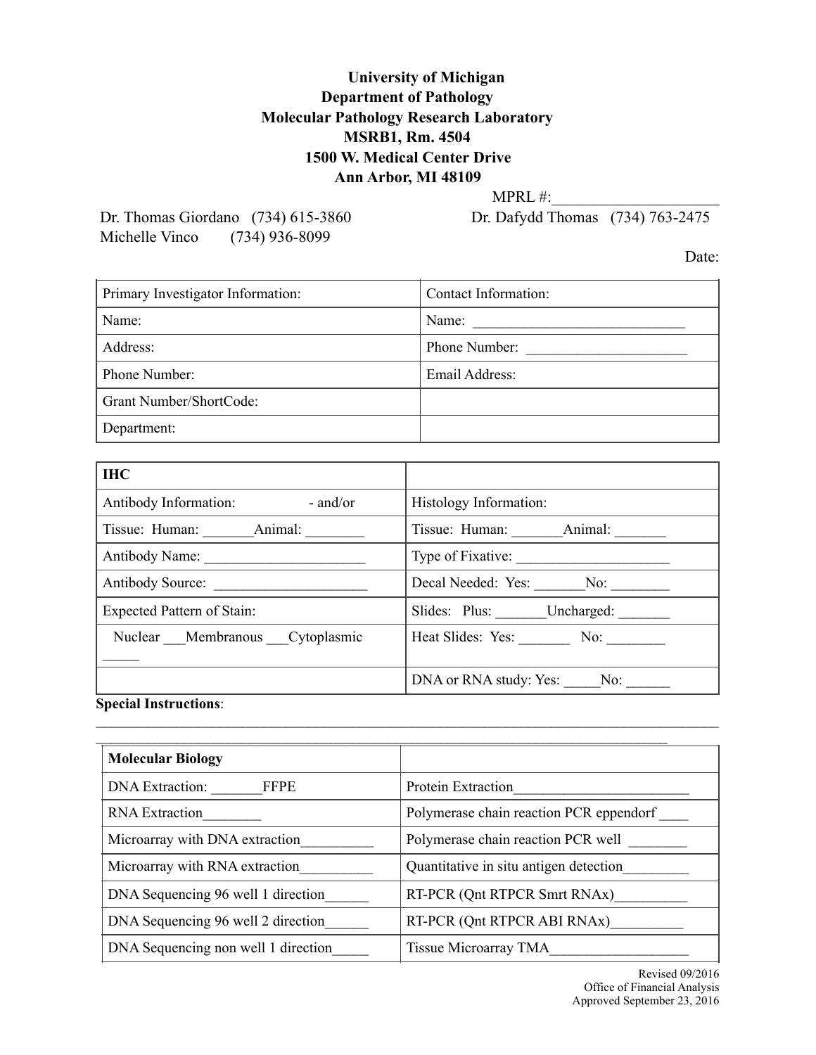**University of Michigan**
**Department of Pathology**
**Molecular Pathology Research Laboratory**
**MSRB1, Rm. 4504**
**1500 W. Medical Center Drive**
**Ann Arbor, MI 48109**

MPRL #:_____________________

Dr. Thomas Giordano (734) 615-3860
Michelle Vinco (734) 936-8099

Dr. Dafydd Thomas (734) 763-2475

Date:

| Primary Investigator Information: | Contact Information: |
|---|---|
| Name: | Name: _____________________________ |
| Address: | Phone Number: ______________________ |
| Phone Number: | Email Address: |
| Grant Number/ShortCode: | |
| Department: | |

| **IHC** | |
|---|---|
| Antibody Information: - and/or | Histology Information: |
| Tissue: Human: _______Animal: ________ | Tissue: Human: _______Animal: _______ |
| Antibody Name: ______________________ | Type of Fixative: _____________________ |
| Antibody Source: _____________________ | Decal Needed: Yes: _______No: ________ |
| Expected Pattern of Stain: | Slides: Plus: _______Uncharged: _______ |
| Nuclear ___Membranous ___Cytoplasmic _____ | Heat Slides: Yes: _______ No: ________ |
| | DNA or RNA study: Yes: _____No: ______ |

**Special Instructions**:
______________________________________________________________________________
__________________________________________________________________________

| **Molecular Biology** | |
|---|---|
| DNA Extraction: _______FFPE | Protein Extraction________________________ |
| RNA Extraction________ | Polymerase chain reaction PCR eppendorf ____ |
| Microarray with DNA extraction__________ | Polymerase chain reaction PCR well ________ |
| Microarray with RNA extraction__________ | Quantitative in situ antigen detection_________ |
| DNA Sequencing 96 well 1 direction______ | RT-PCR (Qnt RTPCR Smrt RNAx)__________ |
| DNA Sequencing 96 well 2 direction______ | RT-PCR (Qnt RTPCR ABI RNAx)__________ |
| DNA Sequencing non well 1 direction_____ | Tissue Microarray TMA___________________ |

Revised 09/2016
Office of Financial Analysis
Approved September 23, 2016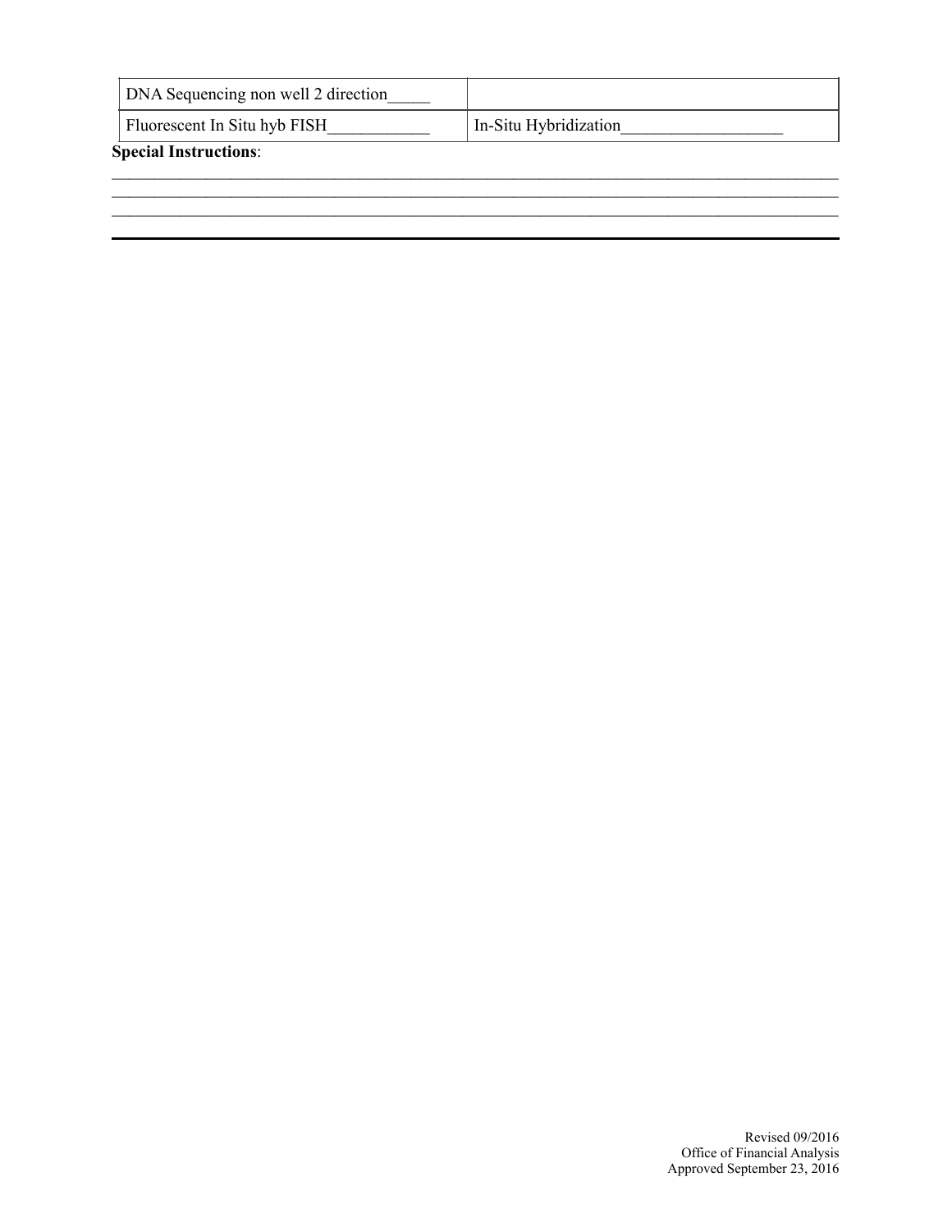| DNA Sequencing non well 2 direction_____ | |
|---|---|
| Fluorescent In Situ hyb FISH___________ | In-Situ Hybridization__________________ |

**Special Instructions**:

_______________________________________________________________________________________
_______________________________________________________________________________________
_______________________________________________________________________________________

---

Revised 09/2016
Office of Financial Analysis
Approved September 23, 2016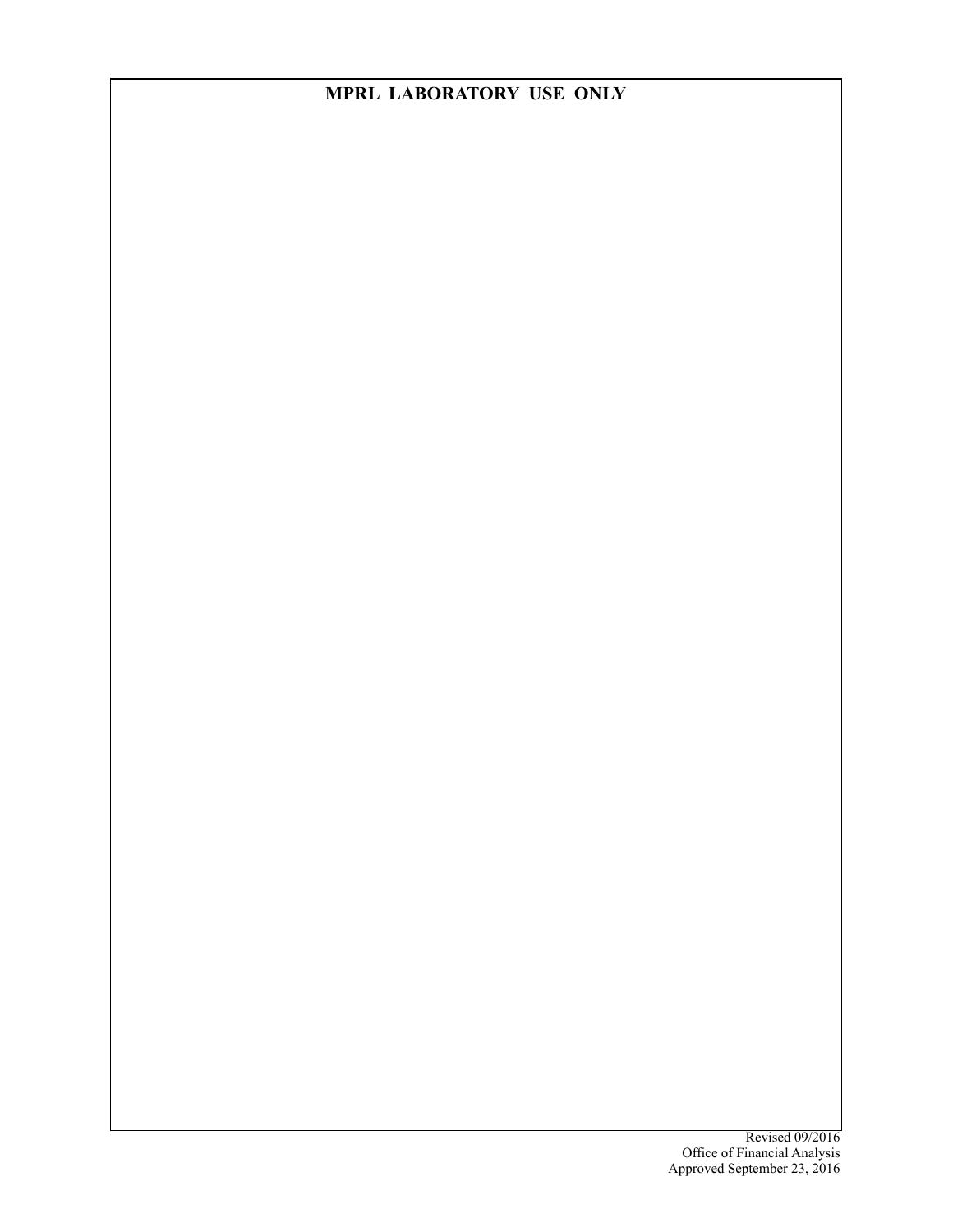**MPRL LABORATORY USE ONLY**

Revised 09/2016
Office of Financial Analysis
Approved September 23, 2016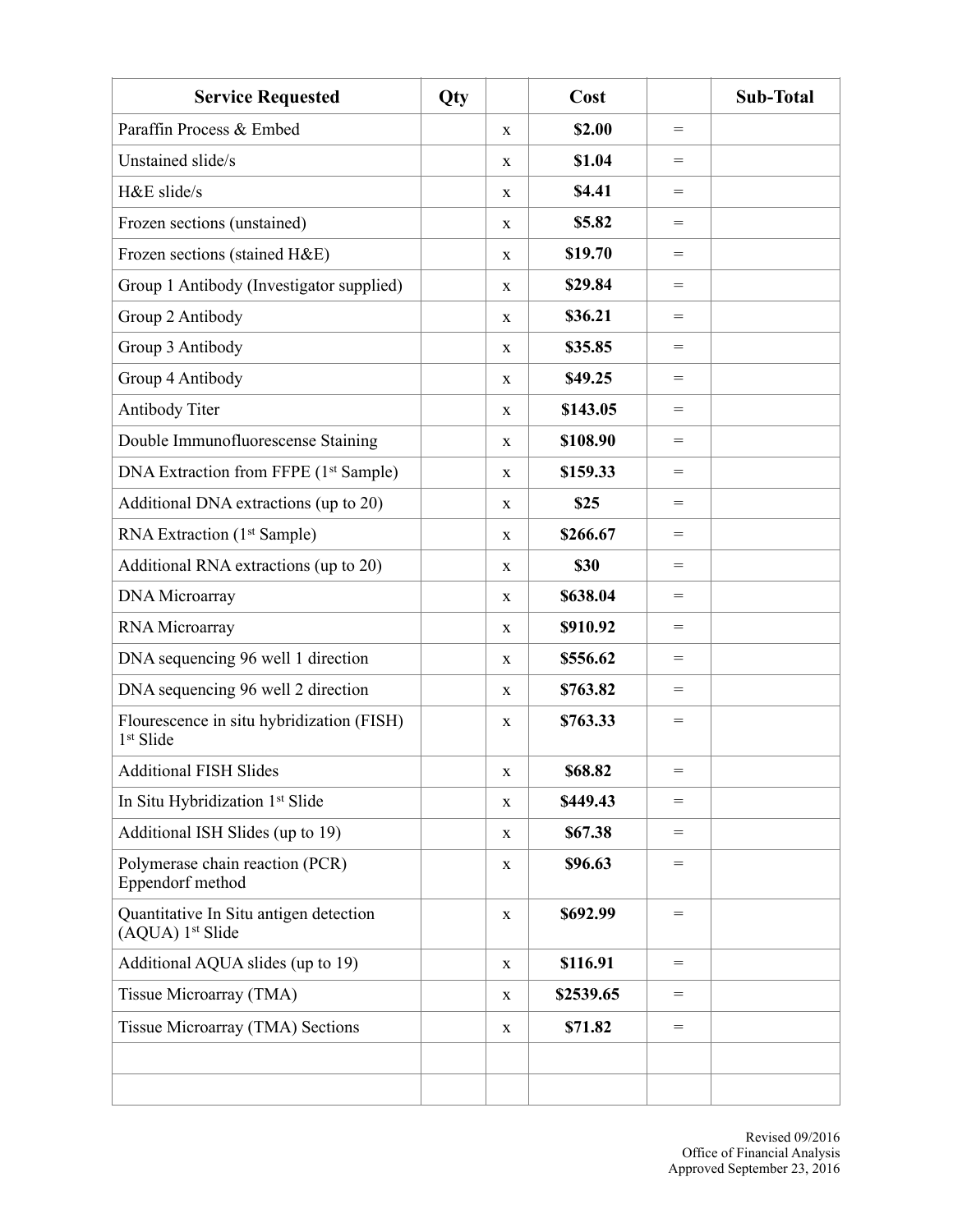| Service Requested | Qty | | Cost | | Sub-Total |
|---|---|---|---|---|---|
| Paraffin Process & Embed | | x | **$2.00** | = | |
| Unstained slide/s | | x | **$1.04** | = | |
| H&E slide/s | | x | **$4.41** | = | |
| Frozen sections (unstained) | | x | **$5.82** | = | |
| Frozen sections (stained H&E) | | x | **$19.70** | = | |
| Group 1 Antibody (Investigator supplied) | | x | **$29.84** | = | |
| Group 2 Antibody | | x | **$36.21** | = | |
| Group 3 Antibody | | x | **$35.85** | = | |
| Group 4 Antibody | | x | **$49.25** | = | |
| Antibody Titer | | x | **$143.05** | = | |
| Double Immunofluorescense Staining | | x | **$108.90** | = | |
| DNA Extraction from FFPE (1st Sample) | | x | **$159.33** | = | |
| Additional DNA extractions (up to 20) | | x | **$25** | = | |
| RNA Extraction (1st Sample) | | x | **$266.67** | = | |
| Additional RNA extractions (up to 20) | | x | **$30** | = | |
| DNA Microarray | | x | **$638.04** | = | |
| RNA Microarray | | x | **$910.92** | = | |
| DNA sequencing 96 well 1 direction | | x | **$556.62** | = | |
| DNA sequencing 96 well 2 direction | | x | **$763.82** | = | |
| Flourescence in situ hybridization (FISH) 1st Slide | | x | **$763.33** | = | |
| Additional FISH Slides | | x | **$68.82** | = | |
| In Situ Hybridization 1st Slide | | x | **$449.43** | = | |
| Additional ISH Slides (up to 19) | | x | **$67.38** | = | |
| Polymerase chain reaction (PCR) Eppendorf method | | x | **$96.63** | = | |
| Quantitative In Situ antigen detection (AQUA) 1st Slide | | x | **$692.99** | = | |
| Additional AQUA slides (up to 19) | | x | **$116.91** | = | |
| Tissue Microarray (TMA) | | x | **$2539.65** | = | |
| Tissue Microarray (TMA) Sections | | x | **$71.82** | = | |
| | | | | | |
| | | | | | |

Revised 09/2016
Office of Financial Analysis
Approved September 23, 2016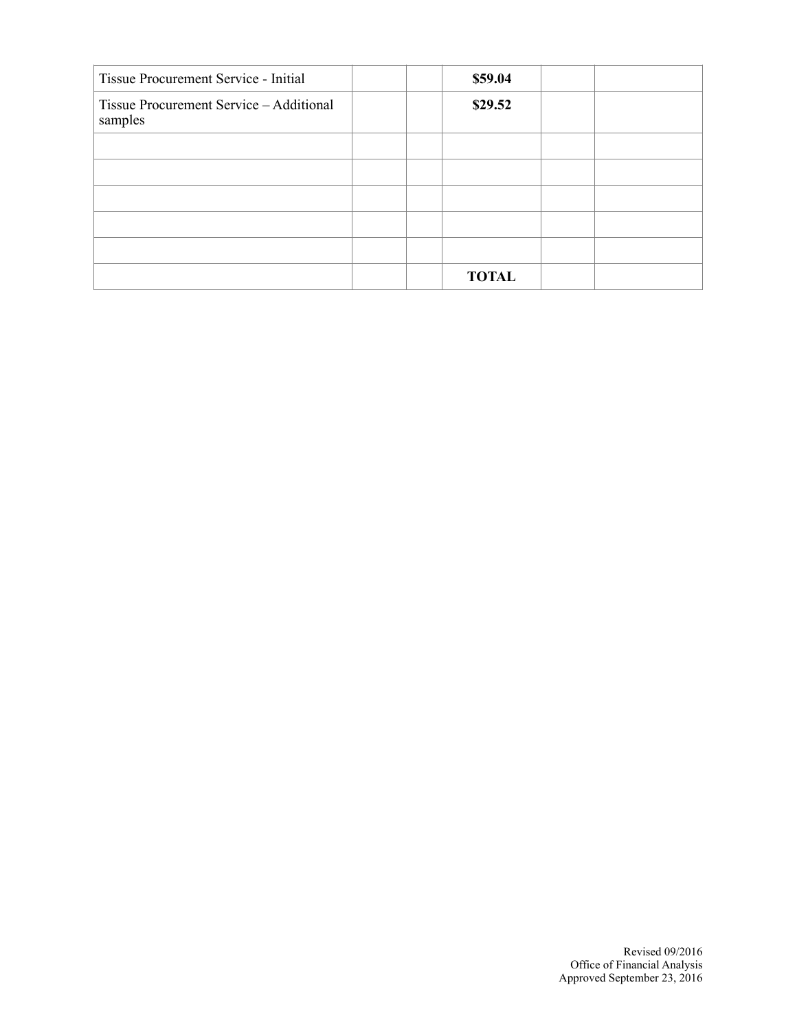| | | | | | |
|---|---|---|---|---|---|
| Tissue Procurement Service - Initial | | | **$59.04** | | |
| Tissue Procurement Service – Additional samples | | | **$29.52** | | |
| | | | | | |
| | | | | | |
| | | | | | |
| | | | | | |
| | | | | | |
| | | | **TOTAL** | | |

Revised 09/2016
Office of Financial Analysis
Approved September 23, 2016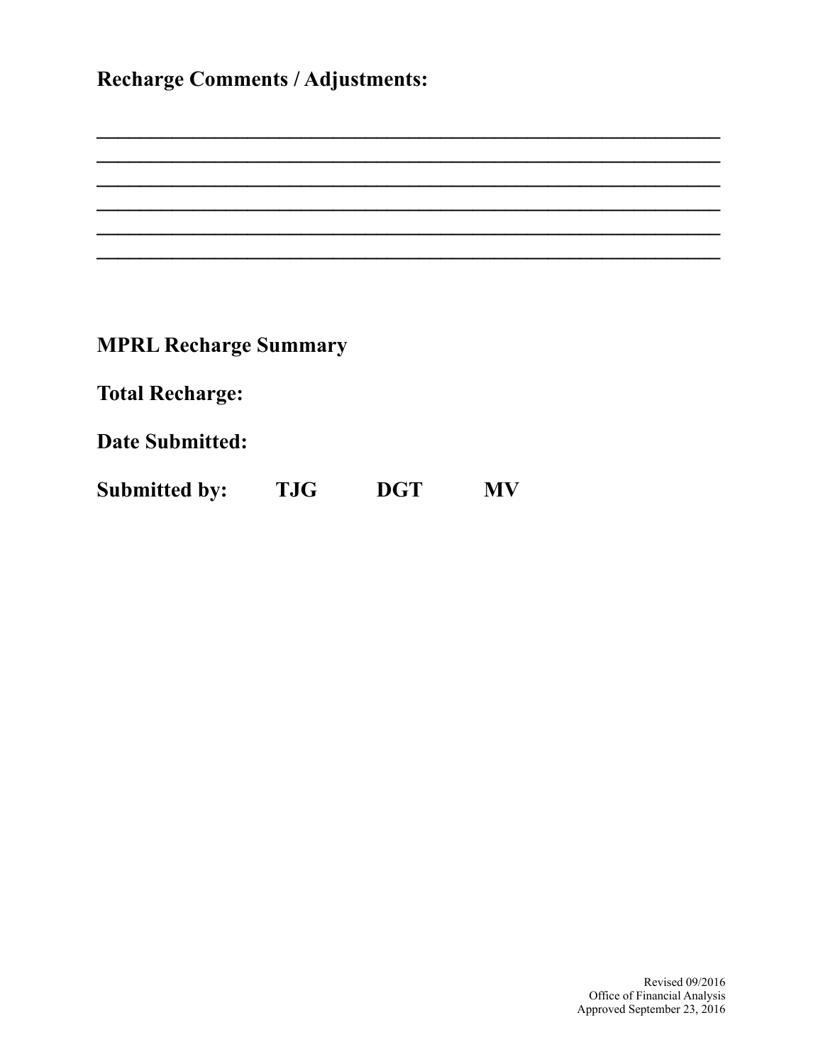**Recharge Comments / Adjustments:**

\_\_\_\_\_\_\_\_\_\_\_\_\_\_\_\_\_\_\_\_\_\_\_\_\_\_\_\_\_\_\_\_\_\_\_\_\_\_\_\_\_\_\_\_\_\_\_\_\_\_\_\_\_\_\_\_\_\_\_\_

\_\_\_\_\_\_\_\_\_\_\_\_\_\_\_\_\_\_\_\_\_\_\_\_\_\_\_\_\_\_\_\_\_\_\_\_\_\_\_\_\_\_\_\_\_\_\_\_\_\_\_\_\_\_\_\_\_\_\_\_

\_\_\_\_\_\_\_\_\_\_\_\_\_\_\_\_\_\_\_\_\_\_\_\_\_\_\_\_\_\_\_\_\_\_\_\_\_\_\_\_\_\_\_\_\_\_\_\_\_\_\_\_\_\_\_\_\_\_\_\_

\_\_\_\_\_\_\_\_\_\_\_\_\_\_\_\_\_\_\_\_\_\_\_\_\_\_\_\_\_\_\_\_\_\_\_\_\_\_\_\_\_\_\_\_\_\_\_\_\_\_\_\_\_\_\_\_\_\_\_\_

\_\_\_\_\_\_\_\_\_\_\_\_\_\_\_\_\_\_\_\_\_\_\_\_\_\_\_\_\_\_\_\_\_\_\_\_\_\_\_\_\_\_\_\_\_\_\_\_\_\_\_\_\_\_\_\_\_\_\_\_

\_\_\_\_\_\_\_\_\_\_\_\_\_\_\_\_\_\_\_\_\_\_\_\_\_\_\_\_\_\_\_\_\_\_\_\_\_\_\_\_\_\_\_\_\_\_\_\_\_\_\_\_\_\_\_\_\_\_\_\_

**MPRL Recharge Summary**

**Total Recharge:**

**Date Submitted:**

**Submitted by:** **TJG** **DGT** **MV**

Revised 09/2016
Office of Financial Analysis
Approved September 23, 2016